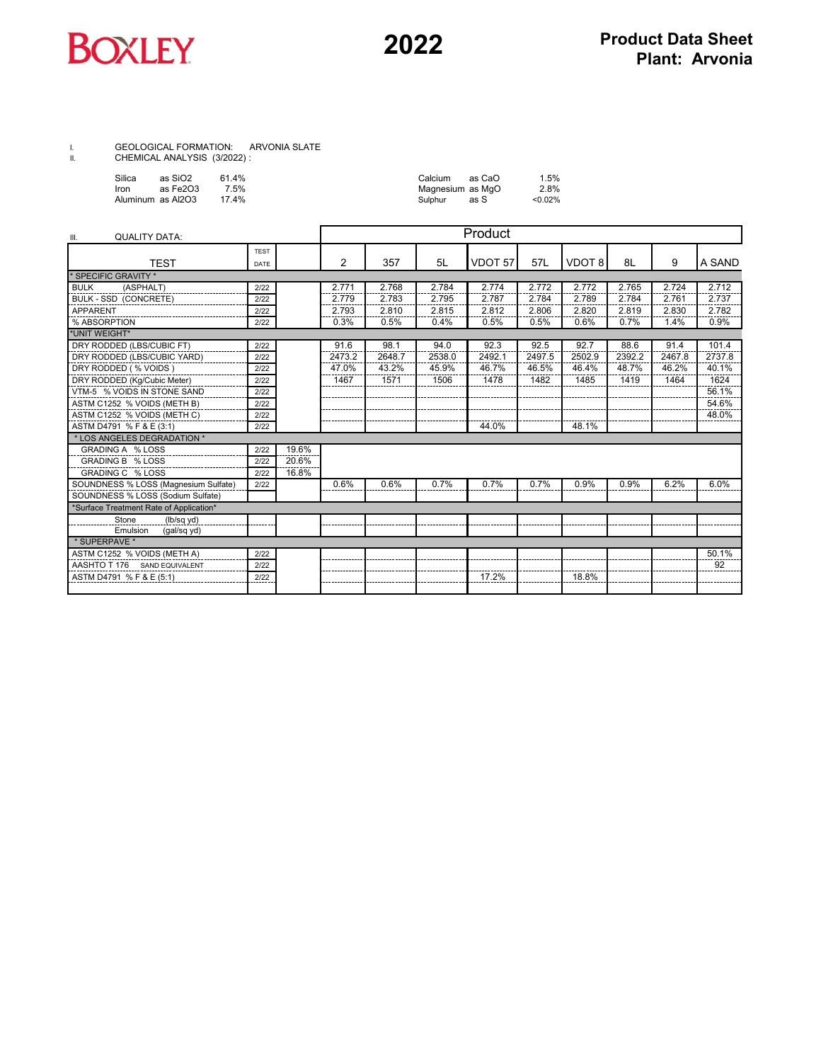# BOXLEY

## 2022

## Product Data Sheet
## Plant: Arvonia

I. GEOLOGICAL FORMATION: ARVONIA SLATE

II. CHEMICAL ANALYSIS (3/2022) :

| | | | | | |
|---|---|---|---|---|---|
| Silica | as $SiO_2$ | 61.4% | Calcium | as CaO | 1.5% |
| Iron | as $Fe_2O_3$ | 7.5% | Magnesium | as MgO | 2.8% |
| Aluminum | as $Al_2O_3$ | 17.4% | Sulphur | as S | <0.02% |

III. QUALITY DATA:

| TEST | TEST DATE | | 2 | 357 | 5L | VDOT 57 | 57L | VDOT 8 | 8L | 9 | A SAND |
|---|---|---|---|---|---|---|---|---|---|---|---|
| * SPECIFIC GRAVITY * | | | | | | | | | | | |
| BULK (ASPHALT) | 2/22 | | 2.771 | 2.768 | 2.784 | 2.774 | 2.772 | 2.772 | 2.765 | 2.724 | 2.712 |
| BULK - SSD (CONCRETE) | 2/22 | | 2.779 | 2.783 | 2.795 | 2.787 | 2.784 | 2.789 | 2.784 | 2.761 | 2.737 |
| APPARENT | 2/22 | | 2.793 | 2.810 | 2.815 | 2.812 | 2.806 | 2.820 | 2.819 | 2.830 | 2.782 |
| % ABSORPTION | 2/22 | | 0.3% | 0.5% | 0.4% | 0.5% | 0.5% | 0.6% | 0.7% | 1.4% | 0.9% |
| *UNIT WEIGHT* | | | | | | | | | | | |
| DRY RODDED (LBS/CUBIC FT) | 2/22 | | 91.6 | 98.1 | 94.0 | 92.3 | 92.5 | 92.7 | 88.6 | 91.4 | 101.4 |
| DRY RODDED (LBS/CUBIC YARD) | 2/22 | | 2473.2 | 2648.7 | 2538.0 | 2492.1 | 2497.5 | 2502.9 | 2392.2 | 2467.8 | 2737.8 |
| DRY RODDED ( % VOIDS ) | 2/22 | | 47.0% | 43.2% | 45.9% | 46.7% | 46.5% | 46.4% | 48.7% | 46.2% | 40.1% |
| DRY RODDED (Kg/Cubic Meter) | 2/22 | | 1467 | 1571 | 1506 | 1478 | 1482 | 1485 | 1419 | 1464 | 1624 |
| VTM-5 % VOIDS IN STONE SAND | 2/22 | | | | | | | | | | 56.1% |
| ASTM C1252 % VOIDS (METH B) | 2/22 | | | | | | | | | | 54.6% |
| ASTM C1252 % VOIDS (METH C) | 2/22 | | | | | | | | | | 48.0% |
| ASTM D4791 % F & E (3:1) | 2/22 | | | | | 44.0% | | 48.1% | | | |
| * LOS ANGELES DEGRADATION * | | | | | | | | | | | |
| GRADING A % LOSS | 2/22 | 19.6% | | | | | | | | | |
| GRADING B % LOSS | 2/22 | 20.6% | | | | | | | | | |
| GRADING C % LOSS | 2/22 | 16.8% | | | | | | | | | |
| SOUNDNESS % LOSS (Magnesium Sulfate) | 2/22 | | 0.6% | 0.6% | 0.7% | 0.7% | 0.7% | 0.9% | 0.9% | 6.2% | 6.0% |
| SOUNDNESS % LOSS (Sodium Sulfate) | | | | | | | | | | | |
| *Surface Treatment Rate of Application* | | | | | | | | | | | |
| Stone (lb/sq yd) | | | | | | | | | | | |
| Emulsion (gal/sq yd) | | | | | | | | | | | |
| * SUPERPAVE * | | | | | | | | | | | |
| ASTM C1252 % VOIDS (METH A) | 2/22 | | | | | | | | | | 50.1% |
| AASHTO T 176 SAND EQUIVALENT | 2/22 | | | | | | | | | | 92 |
| ASTM D4791 % F & E (5:1) | 2/22 | | | | | 17.2% | | 18.8% | | | |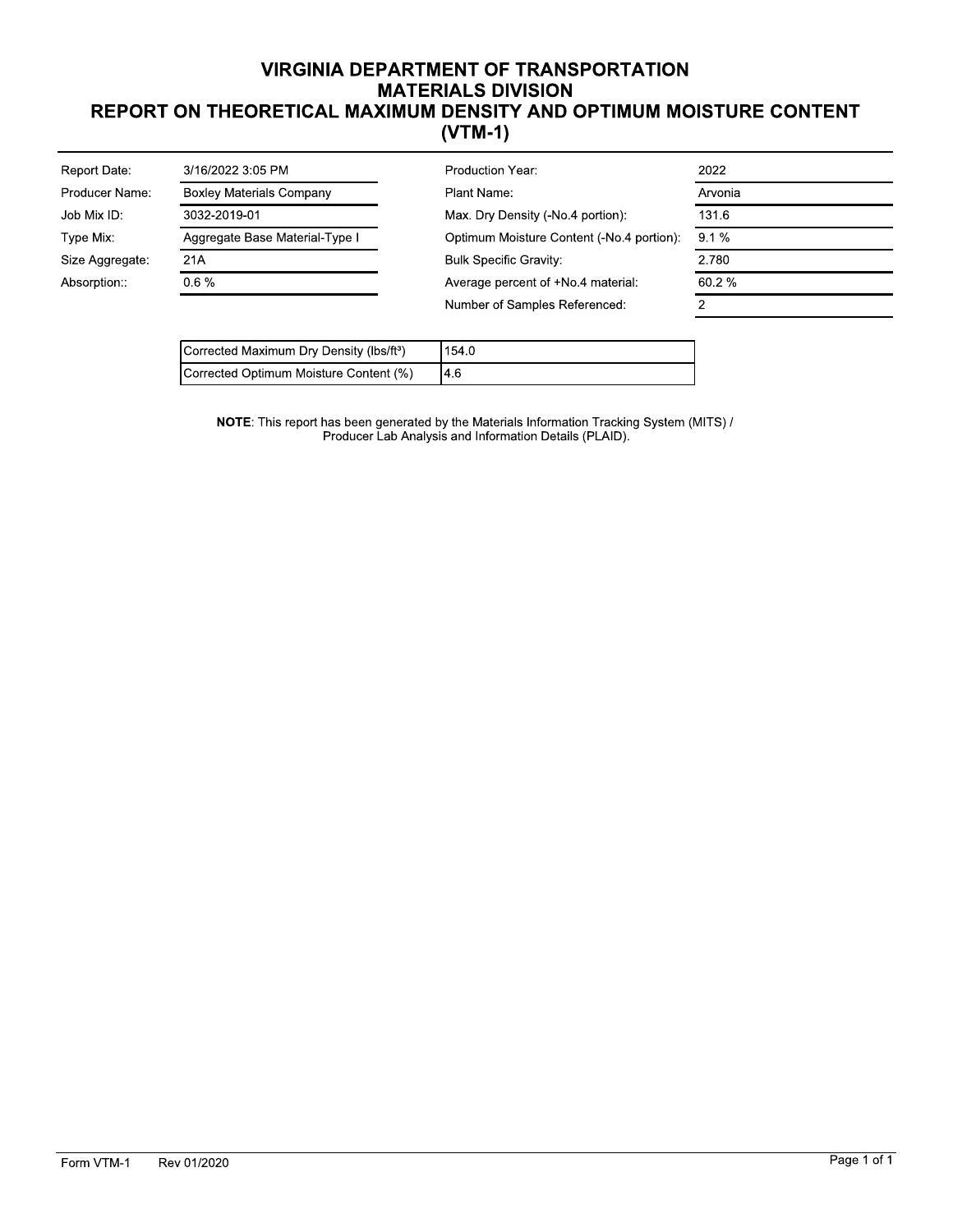# VIRGINIA DEPARTMENT OF TRANSPORTATION
# MATERIALS DIVISION
# REPORT ON THEORETICAL MAXIMUM DENSITY AND OPTIMUM MOISTURE CONTENT (VTM-1)

| | | | |
|---|---|---|---|
| Report Date: | 3/16/2022 3:05 PM | Production Year: | 2022 |
| Producer Name: | Boxley Materials Company | Plant Name: | Arvonia |
| Job Mix ID: | 3032-2019-01 | Max. Dry Density (-No.4 portion): | 131.6 |
| Type Mix: | Aggregate Base Material-Type I | Optimum Moisture Content (-No.4 portion): | 9.1 % |
| Size Aggregate: | 21A | Bulk Specific Gravity: | 2.780 |
| Absorption:: | 0.6 % | Average percent of +No.4 material: | 60.2 % |
| | | Number of Samples Referenced: | 2 |

| | |
|---|---|
| Corrected Maximum Dry Density (lbs/ft³) | 154.0 |
| Corrected Optimum Moisture Content (%) | 4.6 |

**NOTE**: This report has been generated by the Materials Information Tracking System (MITS) / Producer Lab Analysis and Information Details (PLAID).

Form VTM-1 Rev 01/2020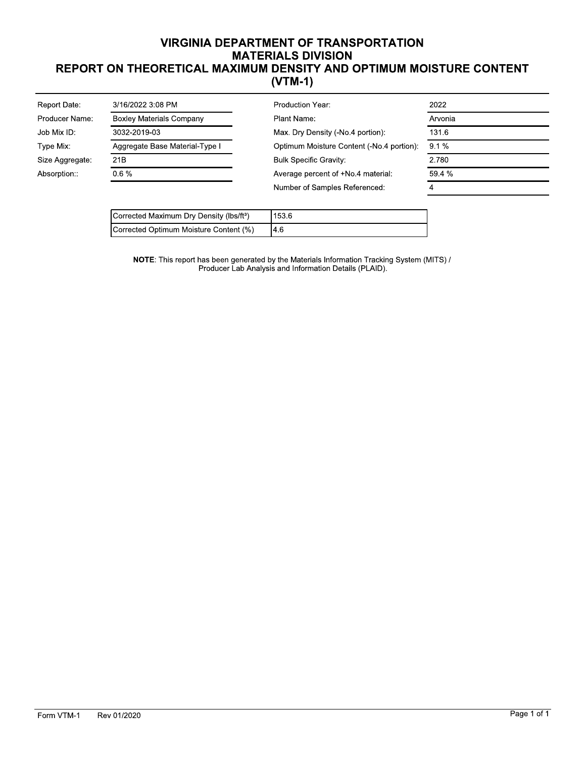# VIRGINIA DEPARTMENT OF TRANSPORTATION
## MATERIALS DIVISION
## REPORT ON THEORETICAL MAXIMUM DENSITY AND OPTIMUM MOISTURE CONTENT (VTM-1)

| | | | |
|---|---|---|---|
| Report Date: | 3/16/2022 3:08 PM | Production Year: | 2022 |
| Producer Name: | Boxley Materials Company | Plant Name: | Arvonia |
| Job Mix ID: | 3032-2019-03 | Max. Dry Density (-No.4 portion): | 131.6 |
| Type Mix: | Aggregate Base Material-Type I | Optimum Moisture Content (-No.4 portion): | 9.1 % |
| Size Aggregate: | 21B | Bulk Specific Gravity: | 2.780 |
| Absorption:: | 0.6 % | Average percent of +No.4 material: | 59.4 % |
| | | Number of Samples Referenced: | 4 |

| | |
|---|---|
| Corrected Maximum Dry Density (lbs/ft³) | 153.6 |
| Corrected Optimum Moisture Content (%) | 4.6 |

**NOTE**: This report has been generated by the Materials Information Tracking System (MITS) / Producer Lab Analysis and Information Details (PLAID).

Form VTM-1 Rev 01/2020